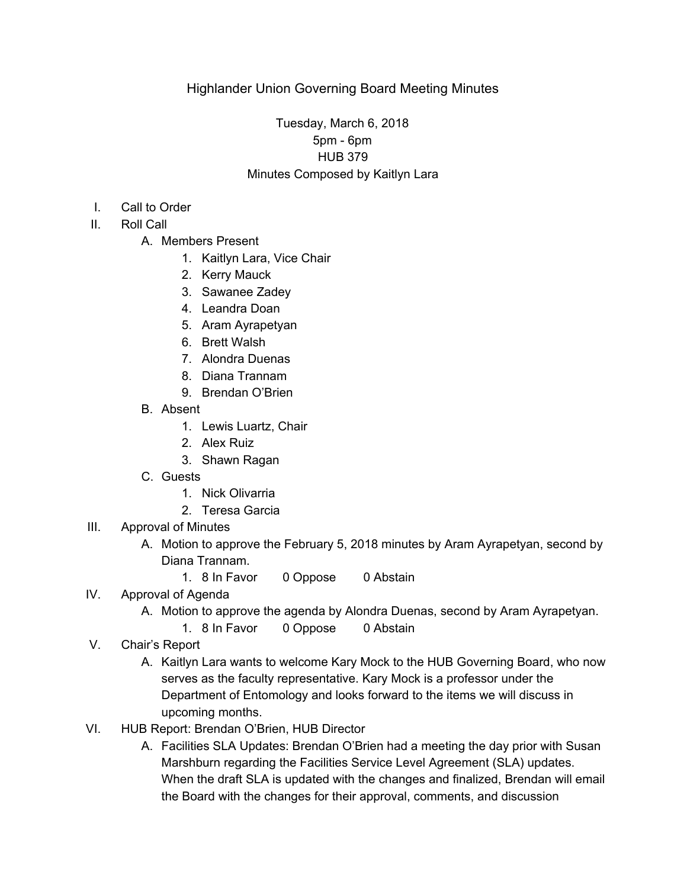# Highlander Union Governing Board Meeting Minutes

Tuesday, March 6, 2018
5pm - 6pm
HUB 379
Minutes Composed by Kaitlyn Lara

I. Call to Order
II. Roll Call
   A. Members Present
      1. Kaitlyn Lara, Vice Chair
      2. Kerry Mauck
      3. Sawanee Zadey
      4. Leandra Doan
      5. Aram Ayrapetyan
      6. Brett Walsh
      7. Alondra Duenas
      8. Diana Trannam
      9. Brendan O'Brien
   B. Absent
      1. Lewis Luartz, Chair
      2. Alex Ruiz
      3. Shawn Ragan
   C. Guests
      1. Nick Olivarria
      2. Teresa Garcia
III. Approval of Minutes
   A. Motion to approve the February 5, 2018 minutes by Aram Ayrapetyan, second by Diana Trannam.
      1. 8 In Favor   0 Oppose   0 Abstain
IV. Approval of Agenda
   A. Motion to approve the agenda by Alondra Duenas, second by Aram Ayrapetyan.
      1. 8 In Favor   0 Oppose   0 Abstain
V. Chair's Report
   A. Kaitlyn Lara wants to welcome Kary Mock to the HUB Governing Board, who now serves as the faculty representative. Kary Mock is a professor under the Department of Entomology and looks forward to the items we will discuss in upcoming months.
VI. HUB Report: Brendan O'Brien, HUB Director
   A. Facilities SLA Updates: Brendan O'Brien had a meeting the day prior with Susan Marshburn regarding the Facilities Service Level Agreement (SLA) updates. When the draft SLA is updated with the changes and finalized, Brendan will email the Board with the changes for their approval, comments, and discussion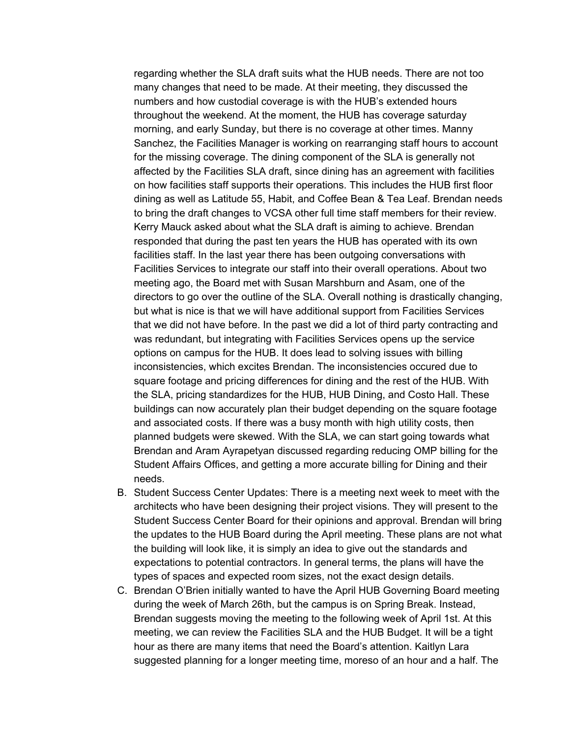regarding whether the SLA draft suits what the HUB needs. There are not too many changes that need to be made. At their meeting, they discussed the numbers and how custodial coverage is with the HUB's extended hours throughout the weekend. At the moment, the HUB has coverage saturday morning, and early Sunday, but there is no coverage at other times. Manny Sanchez, the Facilities Manager is working on rearranging staff hours to account for the missing coverage. The dining component of the SLA is generally not affected by the Facilities SLA draft, since dining has an agreement with facilities on how facilities staff supports their operations. This includes the HUB first floor dining as well as Latitude 55, Habit, and Coffee Bean & Tea Leaf. Brendan needs to bring the draft changes to VCSA other full time staff members for their review. Kerry Mauck asked about what the SLA draft is aiming to achieve. Brendan responded that during the past ten years the HUB has operated with its own facilities staff. In the last year there has been outgoing conversations with Facilities Services to integrate our staff into their overall operations. About two meeting ago, the Board met with Susan Marshburn and Asam, one of the directors to go over the outline of the SLA. Overall nothing is drastically changing, but what is nice is that we will have additional support from Facilities Services that we did not have before. In the past we did a lot of third party contracting and was redundant, but integrating with Facilities Services opens up the service options on campus for the HUB. It does lead to solving issues with billing inconsistencies, which excites Brendan. The inconsistencies occured due to square footage and pricing differences for dining and the rest of the HUB. With the SLA, pricing standardizes for the HUB, HUB Dining, and Costo Hall. These buildings can now accurately plan their budget depending on the square footage and associated costs. If there was a busy month with high utility costs, then planned budgets were skewed. With the SLA, we can start going towards what Brendan and Aram Ayrapetyan discussed regarding reducing OMP billing for the Student Affairs Offices, and getting a more accurate billing for Dining and their needs.

B. Student Success Center Updates: There is a meeting next week to meet with the architects who have been designing their project visions. They will present to the Student Success Center Board for their opinions and approval. Brendan will bring the updates to the HUB Board during the April meeting. These plans are not what the building will look like, it is simply an idea to give out the standards and expectations to potential contractors. In general terms, the plans will have the types of spaces and expected room sizes, not the exact design details.

C. Brendan O'Brien initially wanted to have the April HUB Governing Board meeting during the week of March 26th, but the campus is on Spring Break. Instead, Brendan suggests moving the meeting to the following week of April 1st. At this meeting, we can review the Facilities SLA and the HUB Budget. It will be a tight hour as there are many items that need the Board's attention. Kaitlyn Lara suggested planning for a longer meeting time, moreso of an hour and a half. The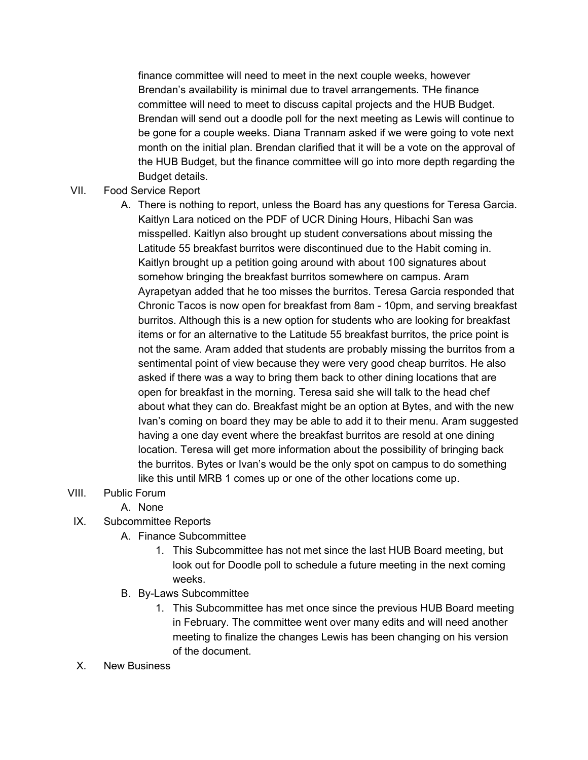finance committee will need to meet in the next couple weeks, however Brendan's availability is minimal due to travel arrangements. THe finance committee will need to meet to discuss capital projects and the HUB Budget. Brendan will send out a doodle poll for the next meeting as Lewis will continue to be gone for a couple weeks. Diana Trannam asked if we were going to vote next month on the initial plan. Brendan clarified that it will be a vote on the approval of the HUB Budget, but the finance committee will go into more depth regarding the Budget details.

VII. Food Service Report

   A. There is nothing to report, unless the Board has any questions for Teresa Garcia. Kaitlyn Lara noticed on the PDF of UCR Dining Hours, Hibachi San was misspelled. Kaitlyn also brought up student conversations about missing the Latitude 55 breakfast burritos were discontinued due to the Habit coming in. Kaitlyn brought up a petition going around with about 100 signatures about somehow bringing the breakfast burritos somewhere on campus. Aram Ayrapetyan added that he too misses the burritos. Teresa Garcia responded that Chronic Tacos is now open for breakfast from 8am - 10pm, and serving breakfast burritos. Although this is a new option for students who are looking for breakfast items or for an alternative to the Latitude 55 breakfast burritos, the price point is not the same. Aram added that students are probably missing the burritos from a sentimental point of view because they were very good cheap burritos. He also asked if there was a way to bring them back to other dining locations that are open for breakfast in the morning. Teresa said she will talk to the head chef about what they can do. Breakfast might be an option at Bytes, and with the new Ivan's coming on board they may be able to add it to their menu. Aram suggested having a one day event where the breakfast burritos are resold at one dining location. Teresa will get more information about the possibility of bringing back the burritos. Bytes or Ivan's would be the only spot on campus to do something like this until MRB 1 comes up or one of the other locations come up.

VIII. Public Forum

   A. None

IX. Subcommittee Reports

   A. Finance Subcommittee

      1. This Subcommittee has not met since the last HUB Board meeting, but look out for Doodle poll to schedule a future meeting in the next coming weeks.

   B. By-Laws Subcommittee

      1. This Subcommittee has met once since the previous HUB Board meeting in February. The committee went over many edits and will need another meeting to finalize the changes Lewis has been changing on his version of the document.

X. New Business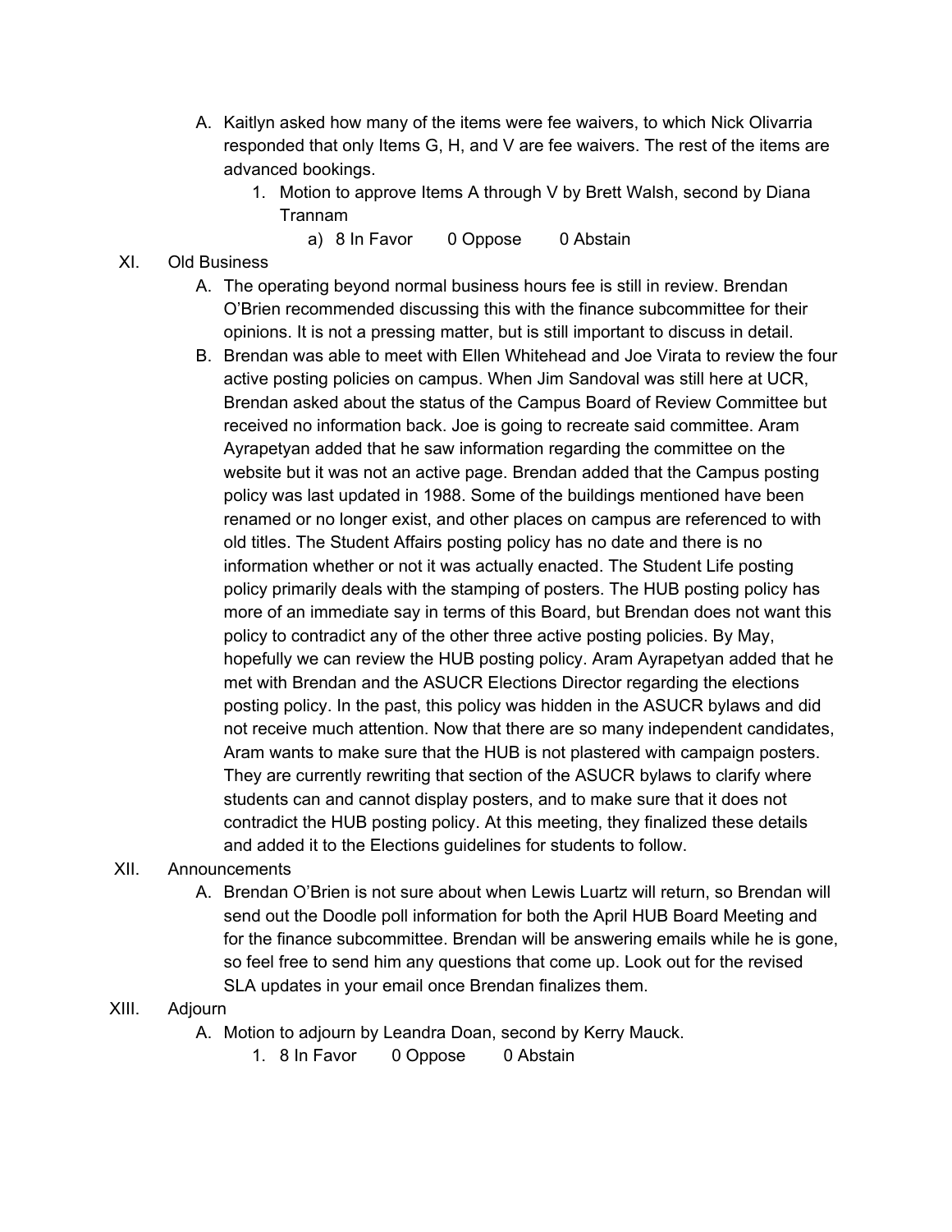A. Kaitlyn asked how many of the items were fee waivers, to which Nick Olivarria responded that only Items G, H, and V are fee waivers. The rest of the items are advanced bookings.
    1. Motion to approve Items A through V by Brett Walsh, second by Diana Trannam
        a) 8 In Favor    0 Oppose    0 Abstain

XI. Old Business

A. The operating beyond normal business hours fee is still in review. Brendan O'Brien recommended discussing this with the finance subcommittee for their opinions. It is not a pressing matter, but is still important to discuss in detail.

B. Brendan was able to meet with Ellen Whitehead and Joe Virata to review the four active posting policies on campus. When Jim Sandoval was still here at UCR, Brendan asked about the status of the Campus Board of Review Committee but received no information back. Joe is going to recreate said committee. Aram Ayrapetyan added that he saw information regarding the committee on the website but it was not an active page. Brendan added that the Campus posting policy was last updated in 1988. Some of the buildings mentioned have been renamed or no longer exist, and other places on campus are referenced to with old titles. The Student Affairs posting policy has no date and there is no information whether or not it was actually enacted. The Student Life posting policy primarily deals with the stamping of posters. The HUB posting policy has more of an immediate say in terms of this Board, but Brendan does not want this policy to contradict any of the other three active posting policies. By May, hopefully we can review the HUB posting policy. Aram Ayrapetyan added that he met with Brendan and the ASUCR Elections Director regarding the elections posting policy. In the past, this policy was hidden in the ASUCR bylaws and did not receive much attention. Now that there are so many independent candidates, Aram wants to make sure that the HUB is not plastered with campaign posters. They are currently rewriting that section of the ASUCR bylaws to clarify where students can and cannot display posters, and to make sure that it does not contradict the HUB posting policy. At this meeting, they finalized these details and added it to the Elections guidelines for students to follow.

XII. Announcements

A. Brendan O'Brien is not sure about when Lewis Luartz will return, so Brendan will send out the Doodle poll information for both the April HUB Board Meeting and for the finance subcommittee. Brendan will be answering emails while he is gone, so feel free to send him any questions that come up. Look out for the revised SLA updates in your email once Brendan finalizes them.

XIII. Adjourn

A. Motion to adjourn by Leandra Doan, second by Kerry Mauck.
    1. 8 In Favor    0 Oppose    0 Abstain